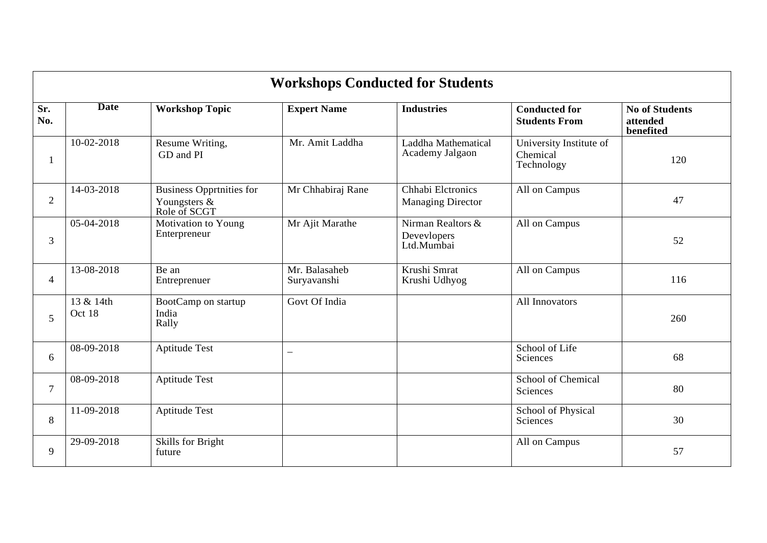# Workshops Conducted for Students

| Sr. No. | Date | Workshop Topic | Expert Name | Industries | Conducted for Students From | No of Students attended benefited |
|---|---|---|---|---|---|---|
| 1 | 10-02-2018 | Resume Writing, GD and PI | Mr. Amit Laddha | Laddha Mathematical Academy Jalgaon | University Institute of Chemical Technology | 120 |
| 2 | 14-03-2018 | Business Opprtnities for Youngsters & Role of SCGT | Mr Chhabiraj Rane | Chhabi Elctronics Managing Director | All on Campus | 47 |
| 3 | 05-04-2018 | Motivation to Young Enterpreneur | Mr Ajit Marathe | Nirman Realtors & Devevlopers Ltd.Mumbai | All on Campus | 52 |
| 4 | 13-08-2018 | Be an Entreprenuer | Mr. Balasaheb Suryavanshi | Krushi Smrat Krushi Udhyog | All on Campus | 116 |
| 5 | 13 & 14th Oct 18 | BootCamp on startup India Rally | Govt Of India | | All Innovators | 260 |
| 6 | 08-09-2018 | Aptitude Test | – | | School of Life Sciences | 68 |
| 7 | 08-09-2018 | Aptitude Test | | | School of Chemical Sciences | 80 |
| 8 | 11-09-2018 | Aptitude Test | | | School of Physical Sciences | 30 |
| 9 | 29-09-2018 | Skills for Bright future | | | All on Campus | 57 |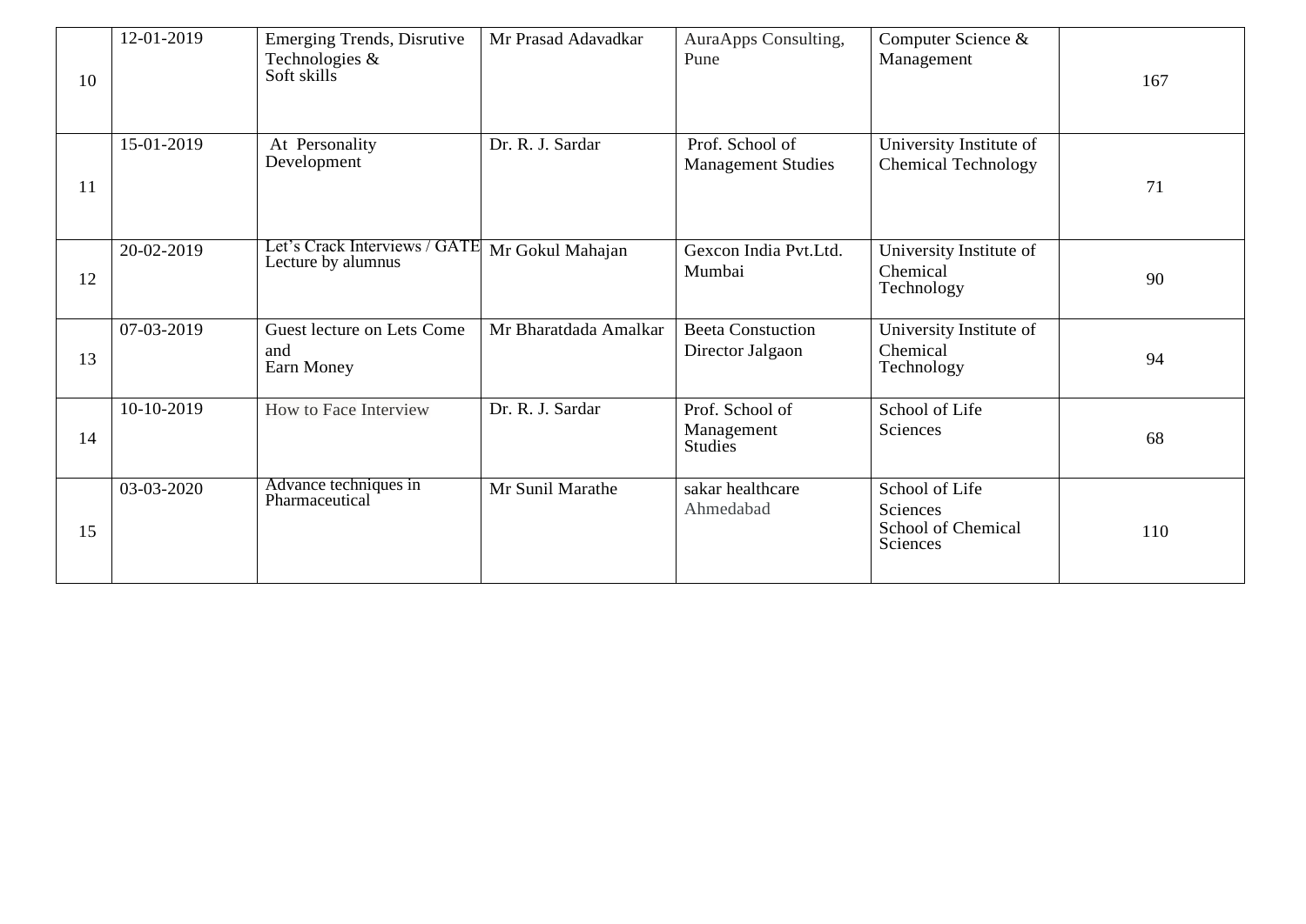| | | | | | | |
|---|---|---|---|---|---|---|
| 10 | 12-01-2019 | Emerging Trends, Disrutive Technologies & Soft skills | Mr Prasad Adavadkar | AuraApps Consulting, Pune | Computer Science & Management | 167 |
| 11 | 15-01-2019 | At Personality Development | Dr. R. J. Sardar | Prof. School of Management Studies | University Institute of Chemical Technology | 71 |
| 12 | 20-02-2019 | Let's Crack Interviews / GATE Lecture by alumnus | Mr Gokul Mahajan | Gexcon India Pvt.Ltd. Mumbai | University Institute of Chemical Technology | 90 |
| 13 | 07-03-2019 | Guest lecture on Lets Come and Earn Money | Mr Bharatdada Amalkar | Beeta Constuction Director Jalgaon | University Institute of Chemical Technology | 94 |
| 14 | 10-10-2019 | How to Face Interview | Dr. R. J. Sardar | Prof. School of Management Studies | School of Life Sciences | 68 |
| 15 | 03-03-2020 | Advance techniques in Pharmaceutical | Mr Sunil Marathe | sakar healthcare Ahmedabad | School of Life Sciences School of Chemical Sciences | 110 |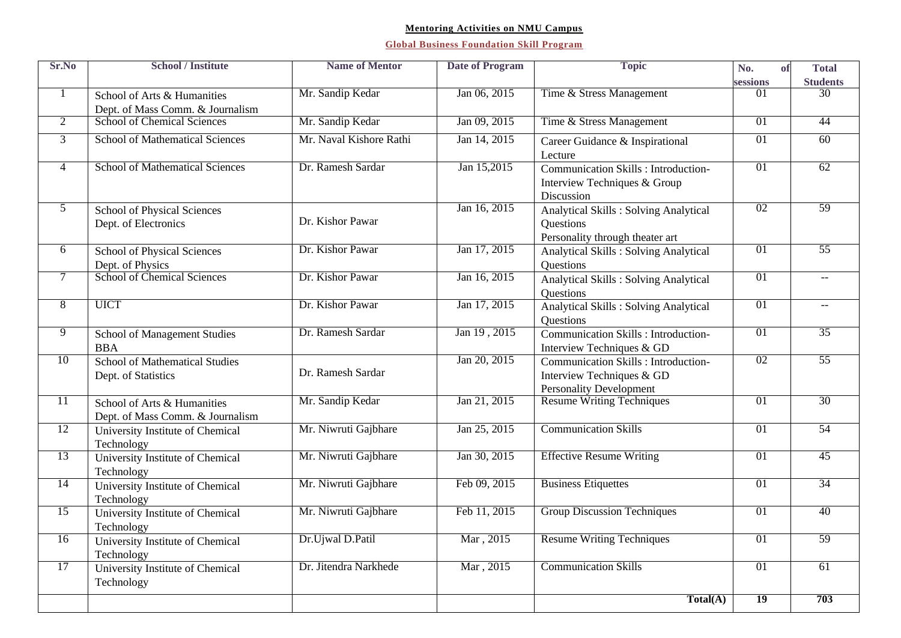**Mentoring Activities on NMU Campus**

**Global Business Foundation Skill Program**

| Sr.No | School / Institute | Name of Mentor | Date of Program | Topic | No. of sessions | Total Students |
|---|---|---|---|---|---|---|
| 1 | School of Arts & Humanities Dept. of Mass Comm. & Journalism | Mr. Sandip Kedar | Jan 06, 2015 | Time & Stress Management | 01 | 30 |
| 2 | School of Chemical Sciences | Mr. Sandip Kedar | Jan 09, 2015 | Time & Stress Management | 01 | 44 |
| 3 | School of Mathematical Sciences | Mr. Naval Kishore Rathi | Jan 14, 2015 | Career Guidance & Inspirational Lecture | 01 | 60 |
| 4 | School of Mathematical Sciences | Dr. Ramesh Sardar | Jan 15,2015 | Communication Skills : Introduction-Interview Techniques & Group Discussion | 01 | 62 |
| 5 | School of Physical Sciences Dept. of Electronics | Dr. Kishor Pawar | Jan 16, 2015 | Analytical Skills : Solving Analytical Questions Personality through theater art | 02 | 59 |
| 6 | School of Physical Sciences Dept. of Physics | Dr. Kishor Pawar | Jan 17, 2015 | Analytical Skills : Solving Analytical Questions | 01 | 55 |
| 7 | School of Chemical Sciences | Dr. Kishor Pawar | Jan 16, 2015 | Analytical Skills : Solving Analytical Questions | 01 | -- |
| 8 | UICT | Dr. Kishor Pawar | Jan 17, 2015 | Analytical Skills : Solving Analytical Questions | 01 | -- |
| 9 | School of Management Studies BBA | Dr. Ramesh Sardar | Jan 19 , 2015 | Communication Skills : Introduction-Interview Techniques & GD | 01 | 35 |
| 10 | School of Mathematical Studies Dept. of Statistics | Dr. Ramesh Sardar | Jan 20, 2015 | Communication Skills : Introduction-Interview Techniques & GD Personality Development | 02 | 55 |
| 11 | School of Arts & Humanities Dept. of Mass Comm. & Journalism | Mr. Sandip Kedar | Jan 21, 2015 | Resume Writing Techniques | 01 | 30 |
| 12 | University Institute of Chemical Technology | Mr. Niwruti Gajbhare | Jan 25, 2015 | Communication Skills | 01 | 54 |
| 13 | University Institute of Chemical Technology | Mr. Niwruti Gajbhare | Jan 30, 2015 | Effective Resume Writing | 01 | 45 |
| 14 | University Institute of Chemical Technology | Mr. Niwruti Gajbhare | Feb 09, 2015 | Business Etiquettes | 01 | 34 |
| 15 | University Institute of Chemical Technology | Mr. Niwruti Gajbhare | Feb 11, 2015 | Group Discussion Techniques | 01 | 40 |
| 16 | University Institute of Chemical Technology | Dr.Ujwal D.Patil | Mar , 2015 | Resume Writing Techniques | 01 | 59 |
| 17 | University Institute of Chemical Technology | Dr. Jitendra Narkhede | Mar , 2015 | Communication Skills | 01 | 61 |
| | | | | **Total(A)** | **19** | **703** |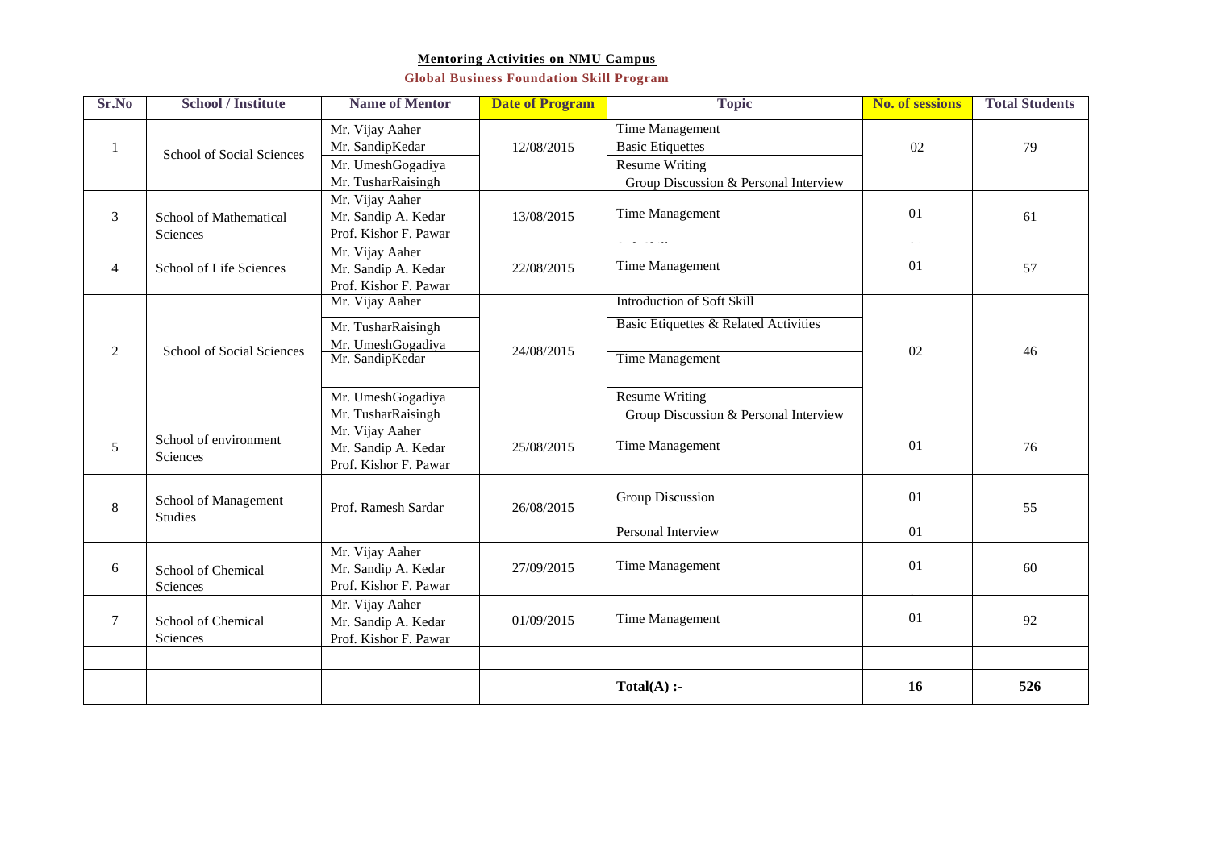**Mentoring Activities on NMU Campus**

**Global Business Foundation Skill Program**

| Sr.No | School / Institute | Name of Mentor | Date of Program | Topic | No. of sessions | Total Students |
|---|---|---|---|---|---|---|
| 1 | School of Social Sciences | Mr. Vijay Aaher<br>Mr. SandipKedar<br>Mr. UmeshGogadiya<br>Mr. TusharRaisingh | 12/08/2015 | Time Management<br>Basic Etiquettes<br>Resume Writing<br>Group Discussion & Personal Interview | 02 | 79 |
| 3 | School of Mathematical Sciences | Mr. Vijay Aaher<br>Mr. Sandip A. Kedar<br>Prof. Kishor F. Pawar | 13/08/2015 | Time Management | 01 | 61 |
| 4 | School of Life Sciences | Mr. Vijay Aaher<br>Mr. Sandip A. Kedar<br>Prof. Kishor F. Pawar | 22/08/2015 | Time Management | 01 | 57 |
| 2 | School of Social Sciences | Mr. Vijay Aaher<br>Mr. TusharRaisingh<br>Mr. UmeshGogadiya<br>Mr. SandipKedar<br>Mr. UmeshGogadiya<br>Mr. TusharRaisingh | 24/08/2015 | Introduction of Soft Skill<br>Basic Etiquettes & Related Activities<br>Time Management<br>Resume Writing<br>Group Discussion & Personal Interview | 02 | 46 |
| 5 | School of environment Sciences | Mr. Vijay Aaher<br>Mr. Sandip A. Kedar<br>Prof. Kishor F. Pawar | 25/08/2015 | Time Management | 01 | 76 |
| 8 | School of Management Studies | Prof. Ramesh Sardar | 26/08/2015 | Group Discussion<br>Personal Interview | 01<br>01 | 55 |
| 6 | School of Chemical Sciences | Mr. Vijay Aaher<br>Mr. Sandip A. Kedar<br>Prof. Kishor F. Pawar | 27/09/2015 | Time Management | 01 | 60 |
| 7 | School of Chemical Sciences | Mr. Vijay Aaher<br>Mr. Sandip A. Kedar<br>Prof. Kishor F. Pawar | 01/09/2015 | Time Management | 01 | 92 |
| | | | | | | |
| | | | | **Total(A) :-** | **16** | **526** |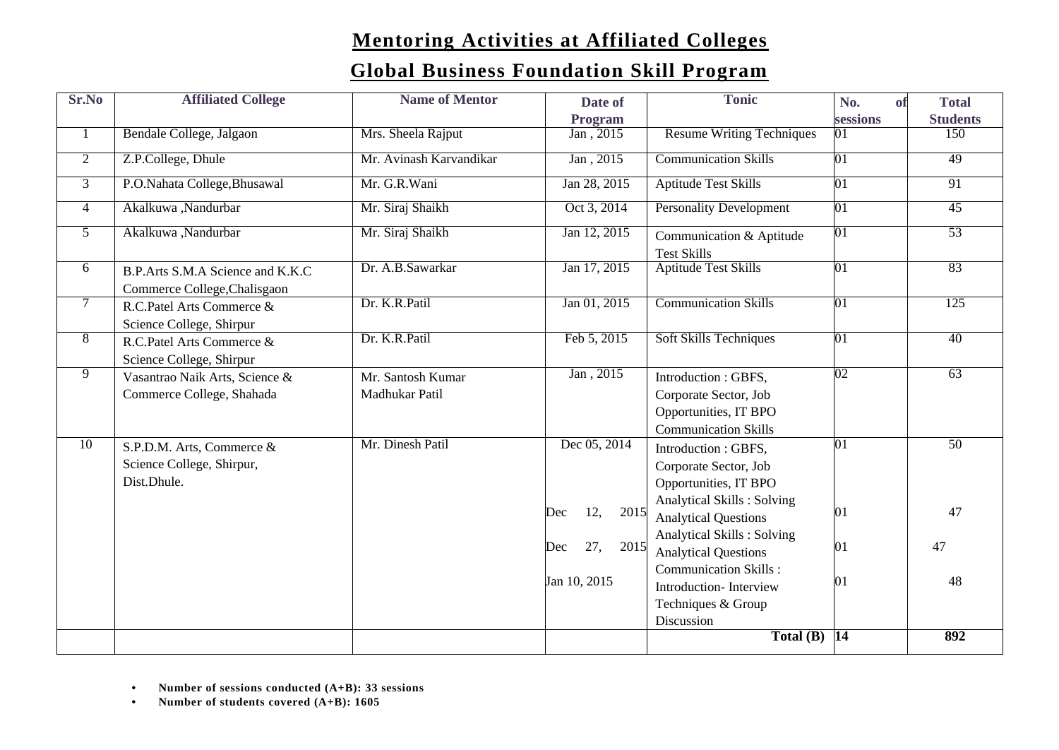# Mentoring Activities at Affiliated Colleges

## Global Business Foundation Skill Program

| Sr.No | Affiliated College | Name of Mentor | Date of Program | Tonic | No. of sessions | Total Students |
|---|---|---|---|---|---|---|
| 1 | Bendale College, Jalgaon | Mrs. Sheela Rajput | Jan , 2015 | Resume Writing Techniques | 01 | 150 |
| 2 | Z.P.College, Dhule | Mr. Avinash Karvandikar | Jan , 2015 | Communication Skills | 01 | 49 |
| 3 | P.O.Nahata College,Bhusawal | Mr. G.R.Wani | Jan 28, 2015 | Aptitude Test Skills | 01 | 91 |
| 4 | Akalkuwa ,Nandurbar | Mr. Siraj Shaikh | Oct 3, 2014 | Personality Development | 01 | 45 |
| 5 | Akalkuwa ,Nandurbar | Mr. Siraj Shaikh | Jan 12, 2015 | Communication & Aptitude Test Skills | 01 | 53 |
| 6 | B.P.Arts S.M.A Science and K.K.C Commerce College,Chalisgaon | Dr. A.B.Sawarkar | Jan 17, 2015 | Aptitude Test Skills | 01 | 83 |
| 7 | R.C.Patel Arts Commerce & Science College, Shirpur | Dr. K.R.Patil | Jan 01, 2015 | Communication Skills | 01 | 125 |
| 8 | R.C.Patel Arts Commerce & Science College, Shirpur | Dr. K.R.Patil | Feb 5, 2015 | Soft Skills Techniques | 01 | 40 |
| 9 | Vasantrao Naik Arts, Science & Commerce College, Shahada | Mr. Santosh Kumar Madhukar Patil | Jan , 2015 | Introduction : GBFS, Corporate Sector, Job Opportunities, IT BPO Communication Skills | 02 | 63 |
| 10 | S.P.D.M. Arts, Commerce & Science College, Shirpur, Dist.Dhule. | Mr. Dinesh Patil | Dec 05, 2014 | Introduction : GBFS, Corporate Sector, Job Opportunities, IT BPO | 01 | 50 |
| | | | Dec 12, 2015 | Analytical Skills : Solving Analytical Questions | 01 | 47 |
| | | | Dec 27, 2015 | Analytical Skills : Solving Analytical Questions | 01 | 47 |
| | | | Jan 10, 2015 | Communication Skills : Introduction- Interview Techniques & Group Discussion | 01 | 48 |
| | | | | **Total (B)** | **14** | **892** |

- **Number of sessions conducted (A+B): 33 sessions**
- **Number of students covered (A+B): 1605**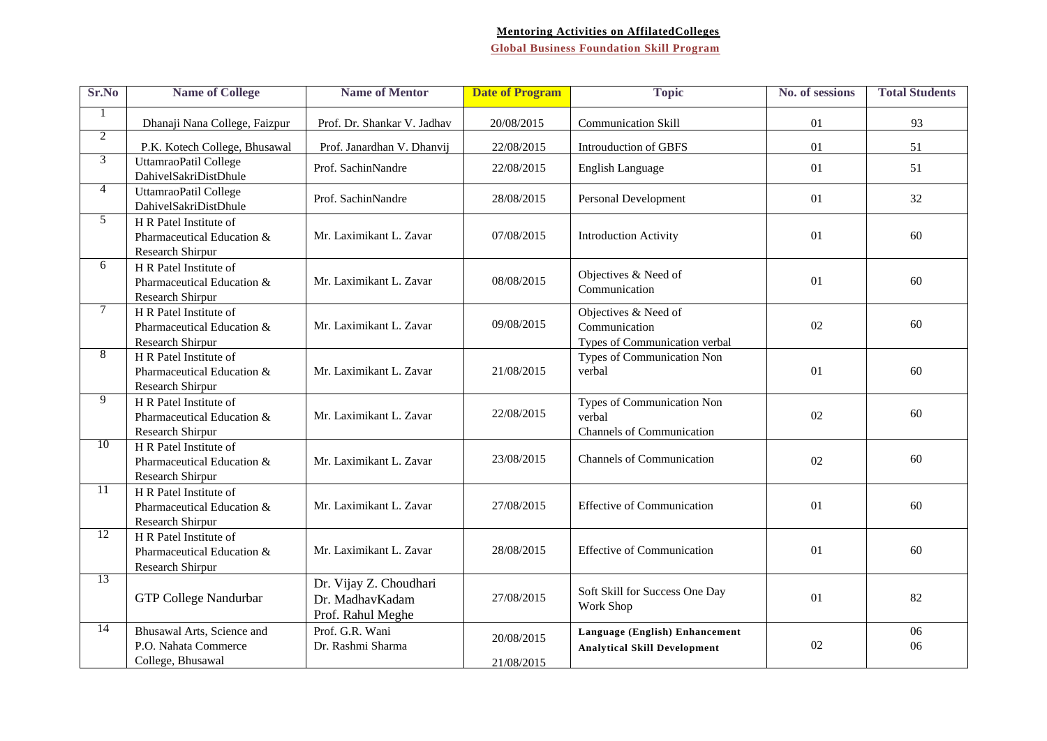**Mentoring Activities on AffilatedColleges**

**Global Business Foundation Skill Program**

| Sr.No | Name of College | Name of Mentor | Date of Program | Topic | No. of sessions | Total Students |
|---|---|---|---|---|---|---|
| 1 | Dhanaji Nana College, Faizpur | Prof. Dr. Shankar V. Jadhav | 20/08/2015 | Communication Skill | 01 | 93 |
| 2 | P.K. Kotech College, Bhusawal | Prof. Janardhan V. Dhanvij | 22/08/2015 | Introuduction of GBFS | 01 | 51 |
| 3 | UttamraoPatil College DahivelSakriDistDhule | Prof. SachinNandre | 22/08/2015 | English Language | 01 | 51 |
| 4 | UttamraoPatil College DahivelSakriDistDhule | Prof. SachinNandre | 28/08/2015 | Personal Development | 01 | 32 |
| 5 | H R Patel Institute of Pharmaceutical Education & Research Shirpur | Mr. Laximikant L. Zavar | 07/08/2015 | Introduction Activity | 01 | 60 |
| 6 | H R Patel Institute of Pharmaceutical Education & Research Shirpur | Mr. Laximikant L. Zavar | 08/08/2015 | Objectives & Need of Communication | 01 | 60 |
| 7 | H R Patel Institute of Pharmaceutical Education & Research Shirpur | Mr. Laximikant L. Zavar | 09/08/2015 | Objectives & Need of Communication Types of Communication verbal | 02 | 60 |
| 8 | H R Patel Institute of Pharmaceutical Education & Research Shirpur | Mr. Laximikant L. Zavar | 21/08/2015 | Types of Communication Non verbal | 01 | 60 |
| 9 | H R Patel Institute of Pharmaceutical Education & Research Shirpur | Mr. Laximikant L. Zavar | 22/08/2015 | Types of Communication Non verbal Channels of Communication | 02 | 60 |
| 10 | H R Patel Institute of Pharmaceutical Education & Research Shirpur | Mr. Laximikant L. Zavar | 23/08/2015 | Channels of Communication | 02 | 60 |
| 11 | H R Patel Institute of Pharmaceutical Education & Research Shirpur | Mr. Laximikant L. Zavar | 27/08/2015 | Effective of Communication | 01 | 60 |
| 12 | H R Patel Institute of Pharmaceutical Education & Research Shirpur | Mr. Laximikant L. Zavar | 28/08/2015 | Effective of Communication | 01 | 60 |
| 13 | GTP College Nandurbar | Dr. Vijay Z. Choudhari Dr. MadhavKadam Prof. Rahul Meghe | 27/08/2015 | Soft Skill for Success One Day Work Shop | 01 | 82 |
| 14 | Bhusawal Arts, Science and P.O. Nahata Commerce College, Bhusawal | Prof. G.R. Wani Dr. Rashmi Sharma | 20/08/2015 21/08/2015 | **Language (English) Enhancement** **Analytical Skill Development** | 02 | 06 06 |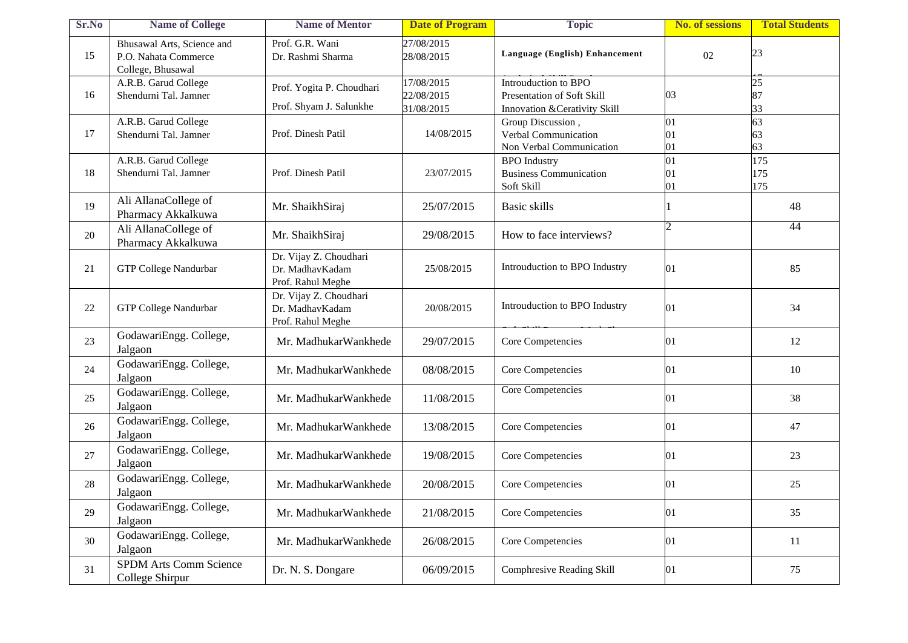| Sr.No | Name of College | Name of Mentor | Date of Program | Topic | No. of sessions | Total Students |
|---|---|---|---|---|---|---|
| 15 | Bhusawal Arts, Science and P.O. Nahata Commerce College, Bhusawal | Prof. G.R. Wani<br>Dr. Rashmi Sharma | 27/08/2015<br>28/08/2015 | **Language (English) Enhancement** | 02 | 23 |
| 16 | A.R.B. Garud College Shendurni Tal. Jamner | Prof. Yogita P. Choudhari<br>Prof. Shyam J. Salunkhe | 17/08/2015<br>22/08/2015<br>31/08/2015 | Introuduction to BPO<br>Presentation of Soft Skill<br>Innovation &Cerativity Skill | 03 | 25<br>87<br>33 |
| 17 | A.R.B. Garud College Shendurni Tal. Jamner | Prof. Dinesh Patil | 14/08/2015 | Group Discussion ,<br>Verbal Communication<br>Non Verbal Communication | 01<br>01<br>01 | 63<br>63<br>63 |
| 18 | A.R.B. Garud College Shendurni Tal. Jamner | Prof. Dinesh Patil | 23/07/2015 | BPO Industry<br>Business Communication<br>Soft Skill | 01<br>01<br>01 | 175<br>175<br>175 |
| 19 | Ali AllanaCollege of Pharmacy Akkalkuwa | Mr. ShaikhSiraj | 25/07/2015 | Basic skills | 1 | 48 |
| 20 | Ali AllanaCollege of Pharmacy Akkalkuwa | Mr. ShaikhSiraj | 29/08/2015 | How to face interviews? | 2 | 44 |
| 21 | GTP College Nandurbar | Dr. Vijay Z. Choudhari<br>Dr. MadhavKadam<br>Prof. Rahul Meghe | 25/08/2015 | Introuduction to BPO Industry | 01 | 85 |
| 22 | GTP College Nandurbar | Dr. Vijay Z. Choudhari<br>Dr. MadhavKadam<br>Prof. Rahul Meghe | 20/08/2015 | Introuduction to BPO Industry | 01 | 34 |
| 23 | GodawariEngg. College, Jalgaon | Mr. MadhukarWankhede | 29/07/2015 | Core Competencies | 01 | 12 |
| 24 | GodawariEngg. College, Jalgaon | Mr. MadhukarWankhede | 08/08/2015 | Core Competencies | 01 | 10 |
| 25 | GodawariEngg. College, Jalgaon | Mr. MadhukarWankhede | 11/08/2015 | Core Competencies | 01 | 38 |
| 26 | GodawariEngg. College, Jalgaon | Mr. MadhukarWankhede | 13/08/2015 | Core Competencies | 01 | 47 |
| 27 | GodawariEngg. College, Jalgaon | Mr. MadhukarWankhede | 19/08/2015 | Core Competencies | 01 | 23 |
| 28 | GodawariEngg. College, Jalgaon | Mr. MadhukarWankhede | 20/08/2015 | Core Competencies | 01 | 25 |
| 29 | GodawariEngg. College, Jalgaon | Mr. MadhukarWankhede | 21/08/2015 | Core Competencies | 01 | 35 |
| 30 | GodawariEngg. College, Jalgaon | Mr. MadhukarWankhede | 26/08/2015 | Core Competencies | 01 | 11 |
| 31 | SPDM Arts Comm Science College Shirpur | Dr. N. S. Dongare | 06/09/2015 | Comphresive Reading Skill | 01 | 75 |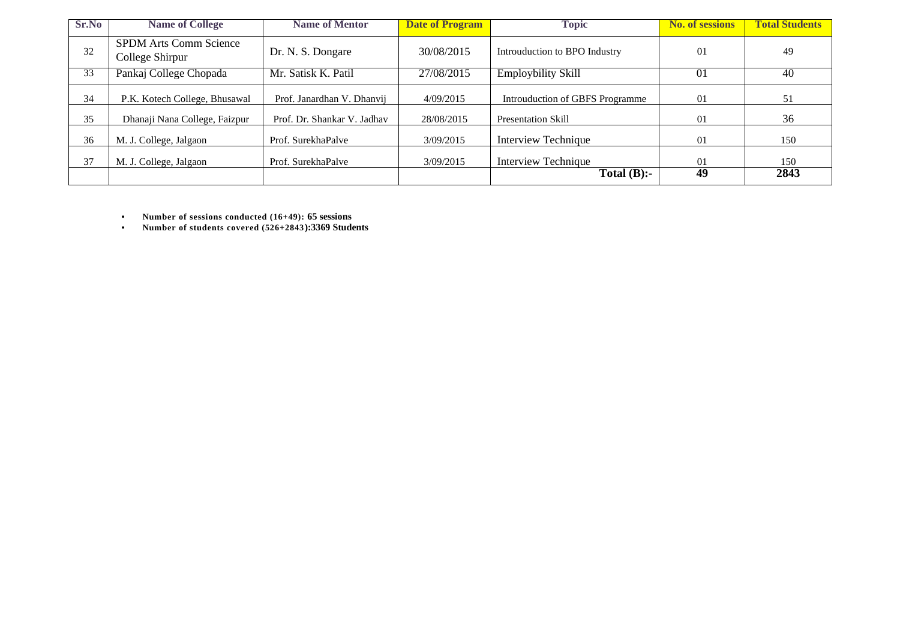| Sr.No | Name of College | Name of Mentor | Date of Program | Topic | No. of sessions | Total Students |
|---|---|---|---|---|---|---|
| 32 | SPDM Arts Comm Science College Shirpur | Dr. N. S. Dongare | 30/08/2015 | Introuduction to BPO Industry | 01 | 49 |
| 33 | Pankaj College Chopada | Mr. Satisk K. Patil | 27/08/2015 | Employbility Skill | 01 | 40 |
| 34 | P.K. Kotech College, Bhusawal | Prof. Janardhan V. Dhanvij | 4/09/2015 | Introuduction of GBFS Programme | 01 | 51 |
| 35 | Dhanaji Nana College, Faizpur | Prof. Dr. Shankar V. Jadhav | 28/08/2015 | Presentation Skill | 01 | 36 |
| 36 | M. J. College, Jalgaon | Prof. SurekhaPalve | 3/09/2015 | Interview Technique | 01 | 150 |
| 37 | M. J. College, Jalgaon | Prof. SurekhaPalve | 3/09/2015 | Interview Technique | 01 | 150 |
| | | | | **Total (B):-** | **49** | **2843** |

- **Number of sessions conducted (16+49): 65 sessions**
- **Number of students covered (526+2843):3369 Students**